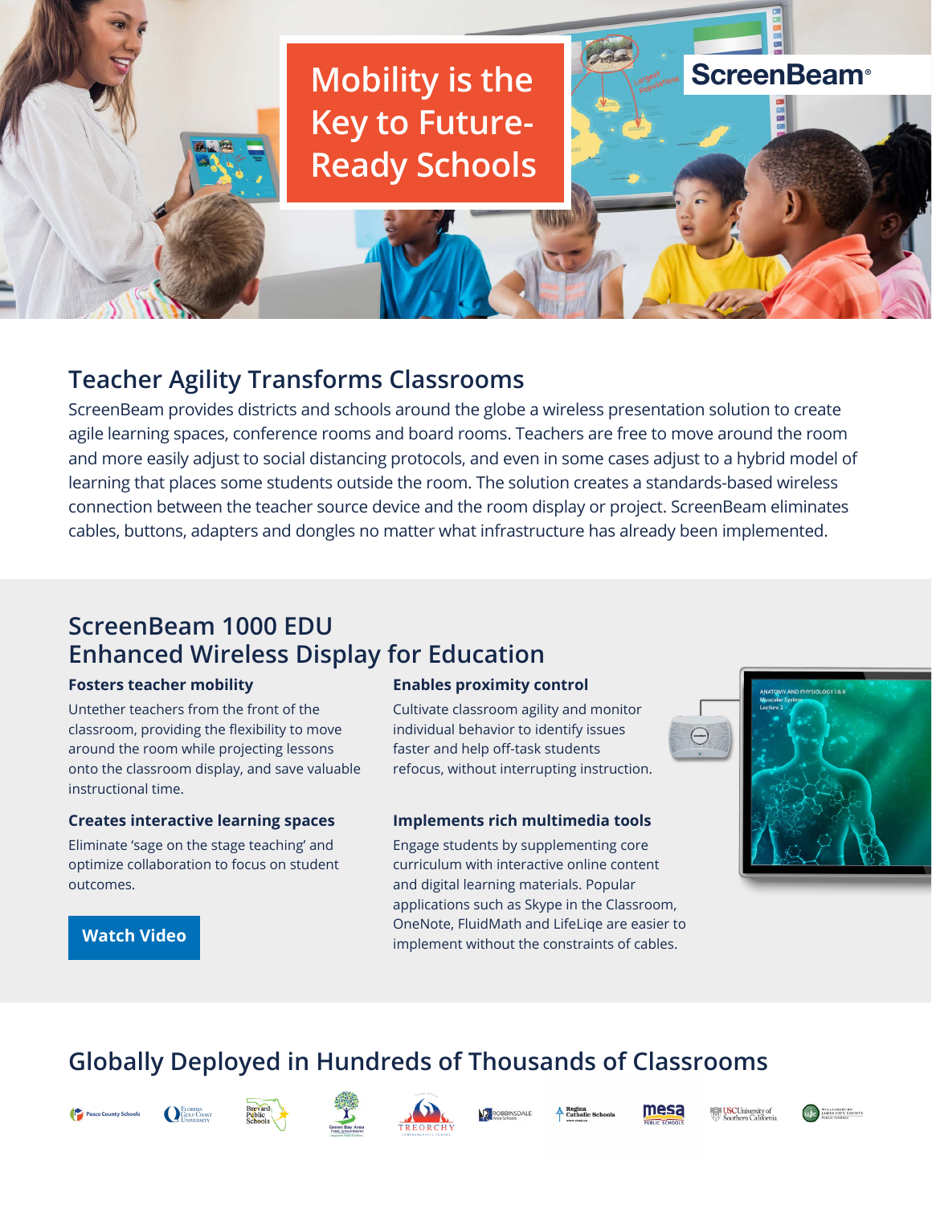# Mobility is the Key to Future-Ready Schools

ScreenBeam®

## Teacher Agility Transforms Classrooms

ScreenBeam provides districts and schools around the globe a wireless presentation solution to create agile learning spaces, conference rooms and board rooms. Teachers are free to move around the room and more easily adjust to social distancing protocols, and even in some cases adjust to a hybrid model of learning that places some students outside the room. The solution creates a standards-based wireless connection between the teacher source device and the room display or project. ScreenBeam eliminates cables, buttons, adapters and dongles no matter what infrastructure has already been implemented.

## ScreenBeam 1000 EDU Enhanced Wireless Display for Education

### Fosters teacher mobility

Untether teachers from the front of the classroom, providing the flexibility to move around the room while projecting lessons onto the classroom display, and save valuable instructional time.

### Creates interactive learning spaces

Eliminate 'sage on the stage teaching' and optimize collaboration to focus on student outcomes.

### Enables proximity control

Cultivate classroom agility and monitor individual behavior to identify issues faster and help off-task students refocus, without interrupting instruction.

### Implements rich multimedia tools

Engage students by supplementing core curriculum with interactive online content and digital learning materials. Popular applications such as Skype in the Classroom, OneNote, FluidMath and LifeLiqe are easier to implement without the constraints of cables.

**Watch Video**

## Globally Deployed in Hundreds of Thousands of Classrooms

Pasco County Schools · Florida Gulf Coast University · Brevard Public Schools · Green Bay Area Public School District · Treorchy · Robbinsdale Area Schools · Regina Catholic Schools · Mesa Public Schools · USC University of Southern California · Williamsburg James City County Public Schools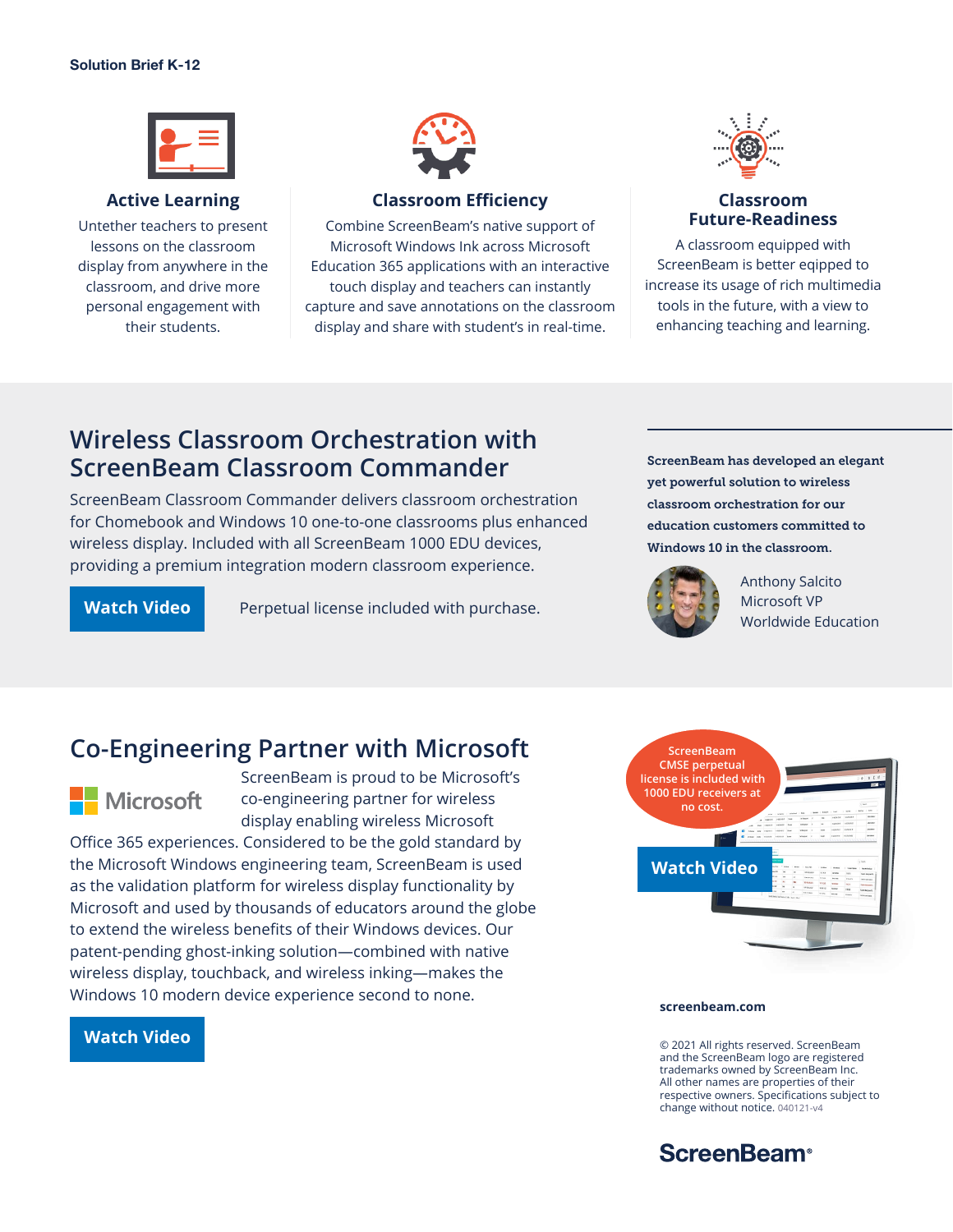Solution Brief K-12

### Active Learning

Untether teachers to present lessons on the classroom display from anywhere in the classroom, and drive more personal engagement with their students.

### Classroom Efficiency

Combine ScreenBeam's native support of Microsoft Windows Ink across Microsoft Education 365 applications with an interactive touch display and teachers can instantly capture and save annotations on the classroom display and share with student's in real-time.

### Classroom Future-Readiness

A classroom equipped with ScreenBeam is better eqipped to increase its usage of rich multimedia tools in the future, with a view to enhancing teaching and learning.

## Wireless Classroom Orchestration with ScreenBeam Classroom Commander

ScreenBeam Classroom Commander delivers classroom orchestration for Chomebook and Windows 10 one-to-one classrooms plus enhanced wireless display. Included with all ScreenBeam 1000 EDU devices, providing a premium integration modern classroom experience.

Watch Video

Perpetual license included with purchase.

**ScreenBeam has developed an elegant yet powerful solution to wireless classroom orchestration for our education customers committed to Windows 10 in the classroom.**

Anthony Salcito
Microsoft VP
Worldwide Education

## Co-Engineering Partner with Microsoft

Microsoft

ScreenBeam is proud to be Microsoft's co-engineering partner for wireless display enabling wireless Microsoft Office 365 experiences. Considered to be the gold standard by the Microsoft Windows engineering team, ScreenBeam is used as the validation platform for wireless display functionality by Microsoft and used by thousands of educators around the globe to extend the wireless benefits of their Windows devices. Our patent-pending ghost-inking solution—combined with native wireless display, touchback, and wireless inking—makes the Windows 10 modern device experience second to none.

Watch Video

ScreenBeam CMSE perpetual license is included with 1000 EDU receivers at no cost.

Watch Video

**screenbeam.com**

© 2021 All rights reserved. ScreenBeam and the ScreenBeam logo are registered trademarks owned by ScreenBeam Inc. All other names are properties of their respective owners. Specifications subject to change without notice. 040121-v4

ScreenBeam®